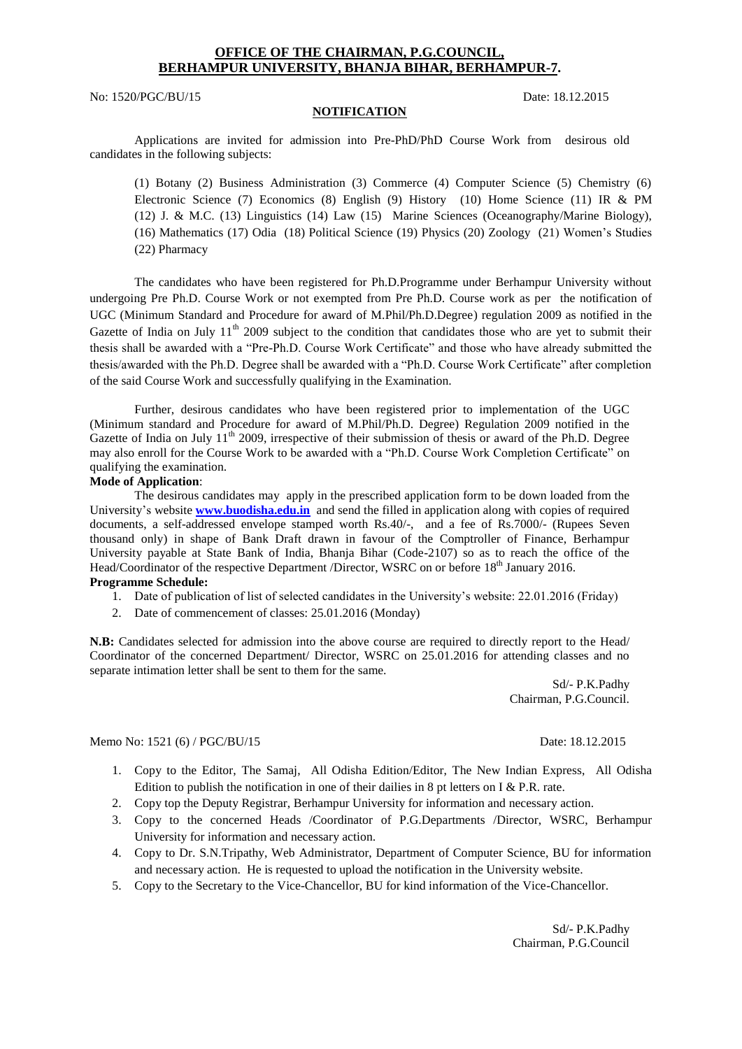**OFFICE OF THE CHAIRMAN, P.G.COUNCIL, BERHAMPUR UNIVERSITY, BHANJA BIHAR, BERHAMPUR-7.**

No: 1520/PGC/BU/15 Date: 18.12.2015

**NOTIFICATION**

Applications are invited for admission into Pre-PhD/PhD Course Work from desirous old candidates in the following subjects:

(1) Botany (2) Business Administration (3) Commerce (4) Computer Science (5) Chemistry (6) Electronic Science (7) Economics (8) English (9) History (10) Home Science (11) IR & PM (12) J. & M.C. (13) Linguistics (14) Law (15) Marine Sciences (Oceanography/Marine Biology), (16) Mathematics (17) Odia (18) Political Science (19) Physics (20) Zoology (21) Women's Studies (22) Pharmacy

The candidates who have been registered for Ph.D.Programme under Berhampur University without undergoing Pre Ph.D. Course Work or not exempted from Pre Ph.D. Course work as per the notification of UGC (Minimum Standard and Procedure for award of M.Phil/Ph.D.Degree) regulation 2009 as notified in the Gazette of India on July 11th 2009 subject to the condition that candidates those who are yet to submit their thesis shall be awarded with a "Pre-Ph.D. Course Work Certificate" and those who have already submitted the thesis/awarded with the Ph.D. Degree shall be awarded with a "Ph.D. Course Work Certificate" after completion of the said Course Work and successfully qualifying in the Examination.

Further, desirous candidates who have been registered prior to implementation of the UGC (Minimum standard and Procedure for award of M.Phil/Ph.D. Degree) Regulation 2009 notified in the Gazette of India on July 11th 2009, irrespective of their submission of thesis or award of the Ph.D. Degree may also enroll for the Course Work to be awarded with a "Ph.D. Course Work Completion Certificate" on qualifying the examination.

**Mode of Application**:

The desirous candidates may apply in the prescribed application form to be down loaded from the University's website **www.buodisha.edu.in** and send the filled in application along with copies of required documents, a self-addressed envelope stamped worth Rs.40/-, and a fee of Rs.7000/- (Rupees Seven thousand only) in shape of Bank Draft drawn in favour of the Comptroller of Finance, Berhampur University payable at State Bank of India, Bhanja Bihar (Code-2107) so as to reach the office of the Head/Coordinator of the respective Department /Director, WSRC on or before 18th January 2016.

**Programme Schedule:**

1. Date of publication of list of selected candidates in the University's website: 22.01.2016 (Friday)
2. Date of commencement of classes: 25.01.2016 (Monday)

**N.B:** Candidates selected for admission into the above course are required to directly report to the Head/ Coordinator of the concerned Department/ Director, WSRC on 25.01.2016 for attending classes and no separate intimation letter shall be sent to them for the same.

Sd/- P.K.Padhy
Chairman, P.G.Council.

Memo No: 1521 (6) / PGC/BU/15 Date: 18.12.2015

1. Copy to the Editor, The Samaj, All Odisha Edition/Editor, The New Indian Express, All Odisha Edition to publish the notification in one of their dailies in 8 pt letters on I & P.R. rate.
2. Copy top the Deputy Registrar, Berhampur University for information and necessary action.
3. Copy to the concerned Heads /Coordinator of P.G.Departments /Director, WSRC, Berhampur University for information and necessary action.
4. Copy to Dr. S.N.Tripathy, Web Administrator, Department of Computer Science, BU for information and necessary action. He is requested to upload the notification in the University website.
5. Copy to the Secretary to the Vice-Chancellor, BU for kind information of the Vice-Chancellor.

Sd/- P.K.Padhy
Chairman, P.G.Council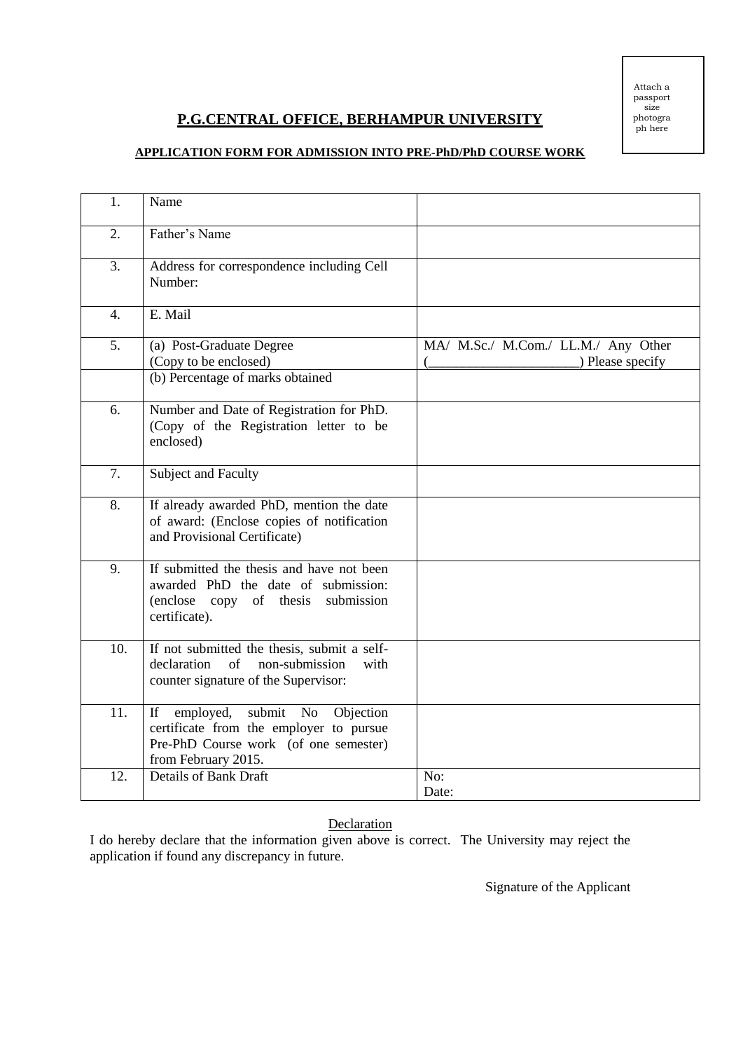Attach a passport size photograph here

## P.G.CENTRAL OFFICE, BERHAMPUR UNIVERSITY

### APPLICATION FORM FOR ADMISSION INTO PRE-PhD/PhD COURSE WORK

| | | |
|---|---|---|
| 1. | Name | |
| 2. | Father's Name | |
| 3. | Address for correspondence including Cell Number: | |
| 4. | E. Mail | |
| 5. | (a) Post-Graduate Degree (Copy to be enclosed) | MA/ M.Sc./ M.Com./ LL.M./ Any Other (_____________________) Please specify |
| | (b) Percentage of marks obtained | |
| 6. | Number and Date of Registration for PhD. (Copy of the Registration letter to be enclosed) | |
| 7. | Subject and Faculty | |
| 8. | If already awarded PhD, mention the date of award: (Enclose copies of notification and Provisional Certificate) | |
| 9. | If submitted the thesis and have not been awarded PhD the date of submission: (enclose copy of thesis submission certificate). | |
| 10. | If not submitted the thesis, submit a self-declaration of non-submission with counter signature of the Supervisor: | |
| 11. | If employed, submit No Objection certificate from the employer to pursue Pre-PhD Course work (of one semester) from February 2015. | |
| 12. | Details of Bank Draft | No:<br>Date: |

Declaration

I do hereby declare that the information given above is correct. The University may reject the application if found any discrepancy in future.

Signature of the Applicant